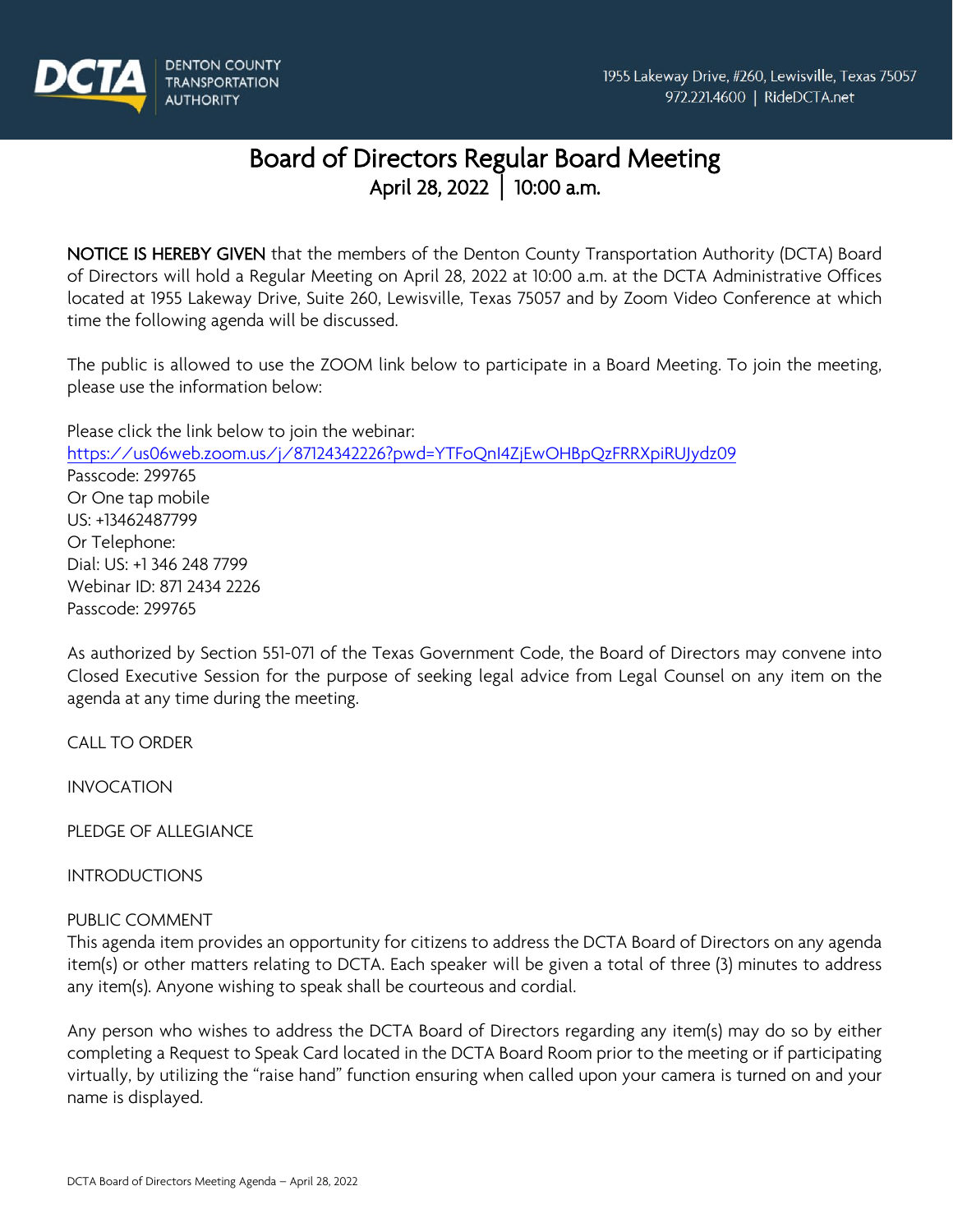DCTA DENTON COUNTY TRANSPORTATION AUTHORITY

1955 Lakeway Drive, #260, Lewisville, Texas 75057
972.221.4600 | RideDCTA.net

# Board of Directors Regular Board Meeting
## April 28, 2022 | 10:00 a.m.

**NOTICE IS HEREBY GIVEN** that the members of the Denton County Transportation Authority (DCTA) Board of Directors will hold a Regular Meeting on April 28, 2022 at 10:00 a.m. at the DCTA Administrative Offices located at 1955 Lakeway Drive, Suite 260, Lewisville, Texas 75057 and by Zoom Video Conference at which time the following agenda will be discussed.

The public is allowed to use the ZOOM link below to participate in a Board Meeting. To join the meeting, please use the information below:

Please click the link below to join the webinar:
https://us06web.zoom.us/j/87124342226?pwd=YTFoQnI4ZjEwOHBpQzFRRXpiRUJydz09
Passcode: 299765
Or One tap mobile
US: +13462487799
Or Telephone:
Dial: US: +1 346 248 7799
Webinar ID: 871 2434 2226
Passcode: 299765

As authorized by Section 551-071 of the Texas Government Code, the Board of Directors may convene into Closed Executive Session for the purpose of seeking legal advice from Legal Counsel on any item on the agenda at any time during the meeting.

CALL TO ORDER

INVOCATION

PLEDGE OF ALLEGIANCE

INTRODUCTIONS

PUBLIC COMMENT

This agenda item provides an opportunity for citizens to address the DCTA Board of Directors on any agenda item(s) or other matters relating to DCTA. Each speaker will be given a total of three (3) minutes to address any item(s). Anyone wishing to speak shall be courteous and cordial.

Any person who wishes to address the DCTA Board of Directors regarding any item(s) may do so by either completing a Request to Speak Card located in the DCTA Board Room prior to the meeting or if participating virtually, by utilizing the "raise hand" function ensuring when called upon your camera is turned on and your name is displayed.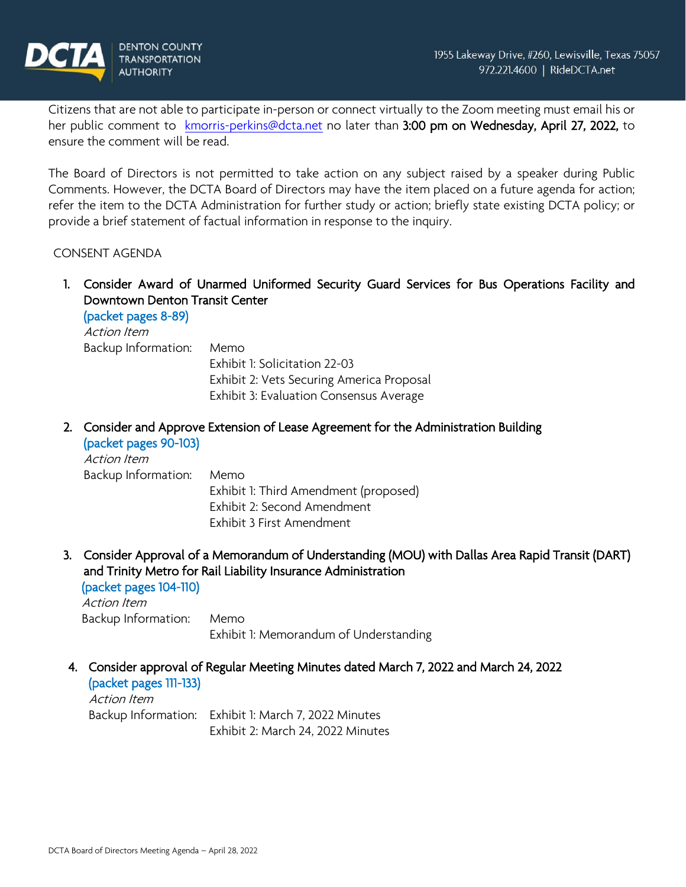Citizens that are not able to participate in-person or connect virtually to the Zoom meeting must email his or her public comment to kmorris-perkins@dcta.net no later than **3:00 pm on Wednesday, April 27, 2022,** to ensure the comment will be read.

The Board of Directors is not permitted to take action on any subject raised by a speaker during Public Comments. However, the DCTA Board of Directors may have the item placed on a future agenda for action; refer the item to the DCTA Administration for further study or action; briefly state existing DCTA policy; or provide a brief statement of factual information in response to the inquiry.

CONSENT AGENDA

1. Consider Award of Unarmed Uniformed Security Guard Services for Bus Operations Facility and Downtown Denton Transit Center
   (packet pages 8-89)
   *Action Item*
   Backup Information: Memo
   Exhibit 1: Solicitation 22-03
   Exhibit 2: Vets Securing America Proposal
   Exhibit 3: Evaluation Consensus Average

2. Consider and Approve Extension of Lease Agreement for the Administration Building
   (packet pages 90-103)
   *Action Item*
   Backup Information: Memo
   Exhibit 1: Third Amendment (proposed)
   Exhibit 2: Second Amendment
   Exhibit 3 First Amendment

3. Consider Approval of a Memorandum of Understanding (MOU) with Dallas Area Rapid Transit (DART) and Trinity Metro for Rail Liability Insurance Administration
   (packet pages 104-110)
   *Action Item*
   Backup Information: Memo
   Exhibit 1: Memorandum of Understanding

4. Consider approval of Regular Meeting Minutes dated March 7, 2022 and March 24, 2022
   (packet pages 111-133)
   *Action Item*
   Backup Information: Exhibit 1: March 7, 2022 Minutes
   Exhibit 2: March 24, 2022 Minutes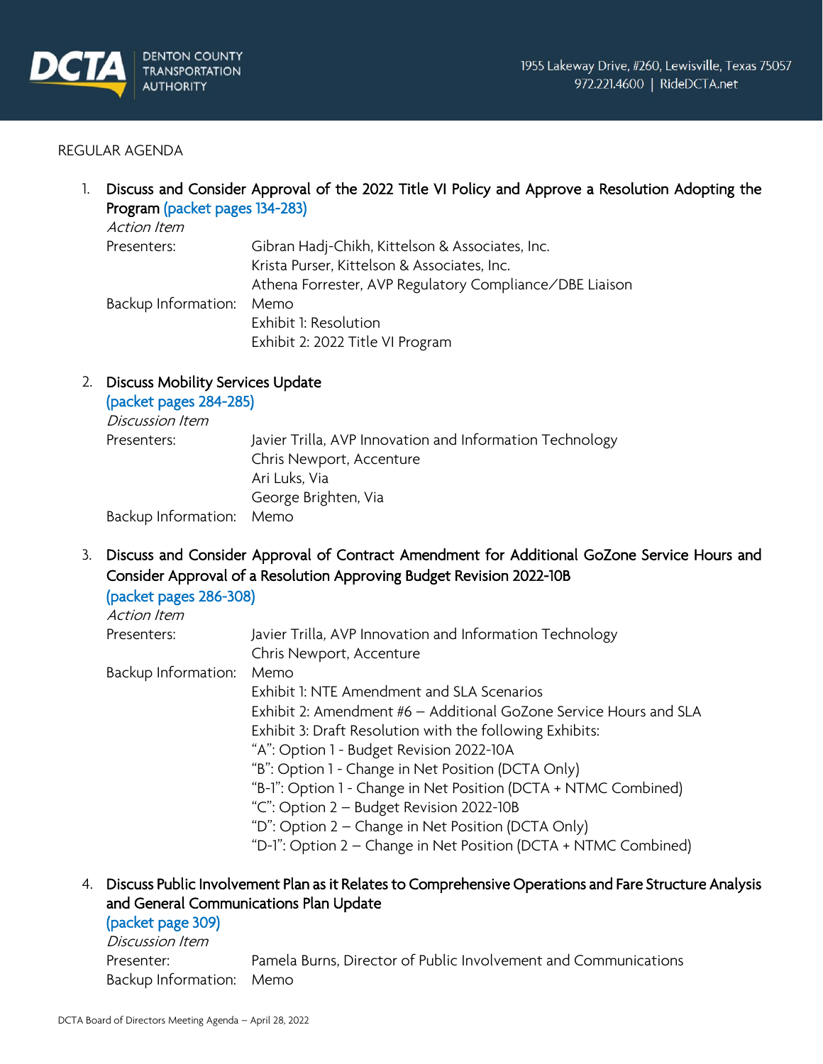REGULAR AGENDA

1. **Discuss and Consider Approval of the 2022 Title VI Policy and Approve a Resolution Adopting the Program** (packet pages 134-283)

   *Action Item*

   Presenters: Gibran Hadj-Chikh, Kittelson & Associates, Inc.
   Krista Purser, Kittelson & Associates, Inc.
   Athena Forrester, AVP Regulatory Compliance/DBE Liaison

   Backup Information: Memo
   Exhibit 1: Resolution
   Exhibit 2: 2022 Title VI Program

2. **Discuss Mobility Services Update** (packet pages 284-285)

   *Discussion Item*

   Presenters: Javier Trilla, AVP Innovation and Information Technology
   Chris Newport, Accenture
   Ari Luks, Via
   George Brighten, Via

   Backup Information: Memo

3. **Discuss and Consider Approval of Contract Amendment for Additional GoZone Service Hours and Consider Approval of a Resolution Approving Budget Revision 2022-10B** (packet pages 286-308)

   *Action Item*

   Presenters: Javier Trilla, AVP Innovation and Information Technology
   Chris Newport, Accenture

   Backup Information: Memo
   Exhibit 1: NTE Amendment and SLA Scenarios
   Exhibit 2: Amendment #6 – Additional GoZone Service Hours and SLA
   Exhibit 3: Draft Resolution with the following Exhibits:
   "A": Option 1 - Budget Revision 2022-10A
   "B": Option 1 - Change in Net Position (DCTA Only)
   "B-1": Option 1 - Change in Net Position (DCTA + NTMC Combined)
   "C": Option 2 – Budget Revision 2022-10B
   "D": Option 2 – Change in Net Position (DCTA Only)
   "D-1": Option 2 – Change in Net Position (DCTA + NTMC Combined)

4. **Discuss Public Involvement Plan as it Relates to Comprehensive Operations and Fare Structure Analysis and General Communications Plan Update** (packet page 309)

   *Discussion Item*

   Presenter: Pamela Burns, Director of Public Involvement and Communications

   Backup Information: Memo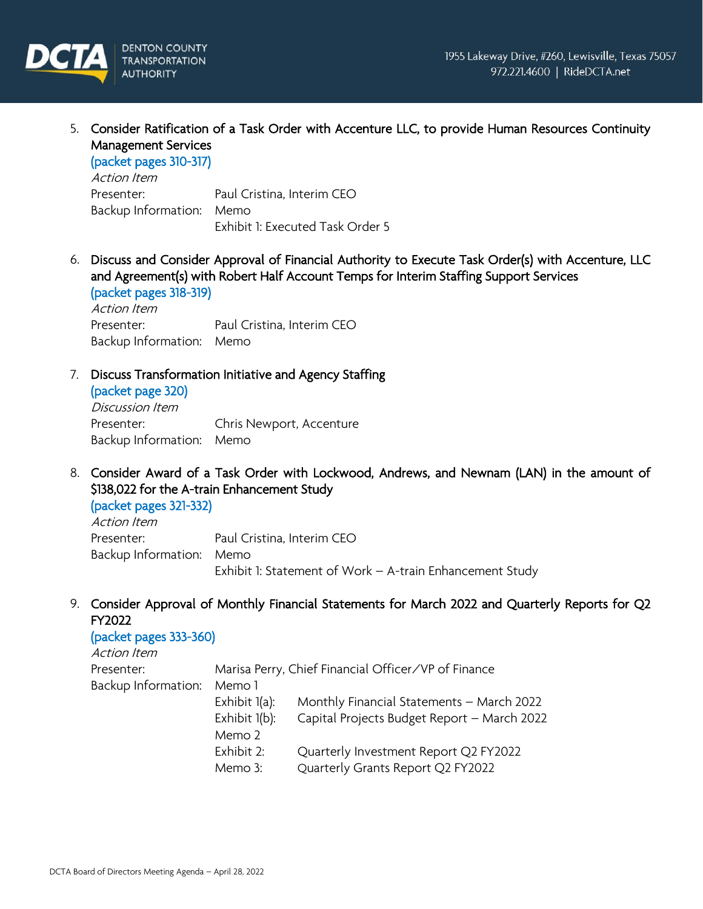5. Consider Ratification of a Task Order with Accenture LLC, to provide Human Resources Continuity Management Services
   (packet pages 310-317)
   *Action Item*
   Presenter: Paul Cristina, Interim CEO
   Backup Information: Memo
   Exhibit 1: Executed Task Order 5

6. Discuss and Consider Approval of Financial Authority to Execute Task Order(s) with Accenture, LLC and Agreement(s) with Robert Half Account Temps for Interim Staffing Support Services
   (packet pages 318-319)
   *Action Item*
   Presenter: Paul Cristina, Interim CEO
   Backup Information: Memo

7. Discuss Transformation Initiative and Agency Staffing
   (packet page 320)
   *Discussion Item*
   Presenter: Chris Newport, Accenture
   Backup Information: Memo

8. Consider Award of a Task Order with Lockwood, Andrews, and Newnam (LAN) in the amount of $138,022 for the A-train Enhancement Study
   (packet pages 321-332)
   *Action Item*
   Presenter: Paul Cristina, Interim CEO
   Backup Information: Memo
   Exhibit 1: Statement of Work – A-train Enhancement Study

9. Consider Approval of Monthly Financial Statements for March 2022 and Quarterly Reports for Q2 FY2022
   (packet pages 333-360)
   *Action Item*
   Presenter: Marisa Perry, Chief Financial Officer/VP of Finance
   Backup Information: Memo 1
   Exhibit 1(a): Monthly Financial Statements – March 2022
   Exhibit 1(b): Capital Projects Budget Report – March 2022
   Memo 2
   Exhibit 2: Quarterly Investment Report Q2 FY2022
   Memo 3: Quarterly Grants Report Q2 FY2022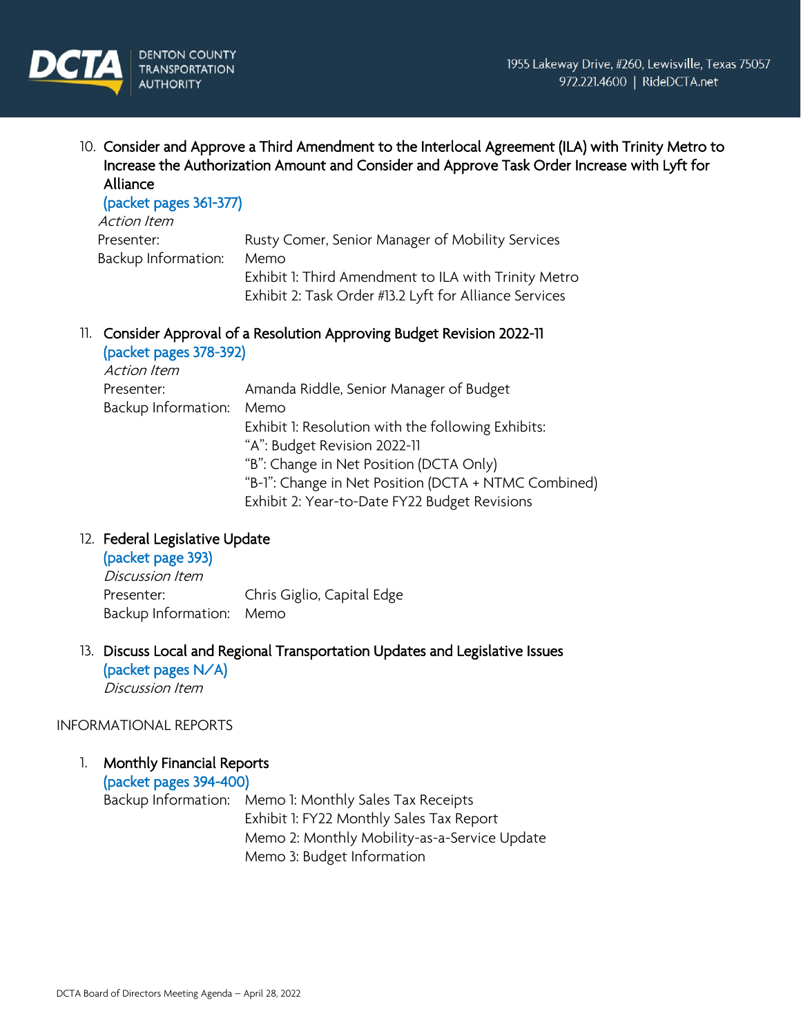10. **Consider and Approve a Third Amendment to the Interlocal Agreement (ILA) with Trinity Metro to Increase the Authorization Amount and Consider and Approve Task Order Increase with Lyft for Alliance**
    (packet pages 361-377)
    *Action Item*
    Presenter: Rusty Comer, Senior Manager of Mobility Services
    Backup Information: Memo
    Exhibit 1: Third Amendment to ILA with Trinity Metro
    Exhibit 2: Task Order #13.2 Lyft for Alliance Services

11. **Consider Approval of a Resolution Approving Budget Revision 2022-11**
    (packet pages 378-392)
    *Action Item*
    Presenter: Amanda Riddle, Senior Manager of Budget
    Backup Information: Memo
    Exhibit 1: Resolution with the following Exhibits:
    "A": Budget Revision 2022-11
    "B": Change in Net Position (DCTA Only)
    "B-1": Change in Net Position (DCTA + NTMC Combined)
    Exhibit 2: Year-to-Date FY22 Budget Revisions

12. **Federal Legislative Update**
    (packet page 393)
    *Discussion Item*
    Presenter: Chris Giglio, Capital Edge
    Backup Information: Memo

13. **Discuss Local and Regional Transportation Updates and Legislative Issues**
    (packet pages N/A)
    *Discussion Item*

INFORMATIONAL REPORTS

1. **Monthly Financial Reports**
   (packet pages 394-400)
   Backup Information: Memo 1: Monthly Sales Tax Receipts
   Exhibit 1: FY22 Monthly Sales Tax Report
   Memo 2: Monthly Mobility-as-a-Service Update
   Memo 3: Budget Information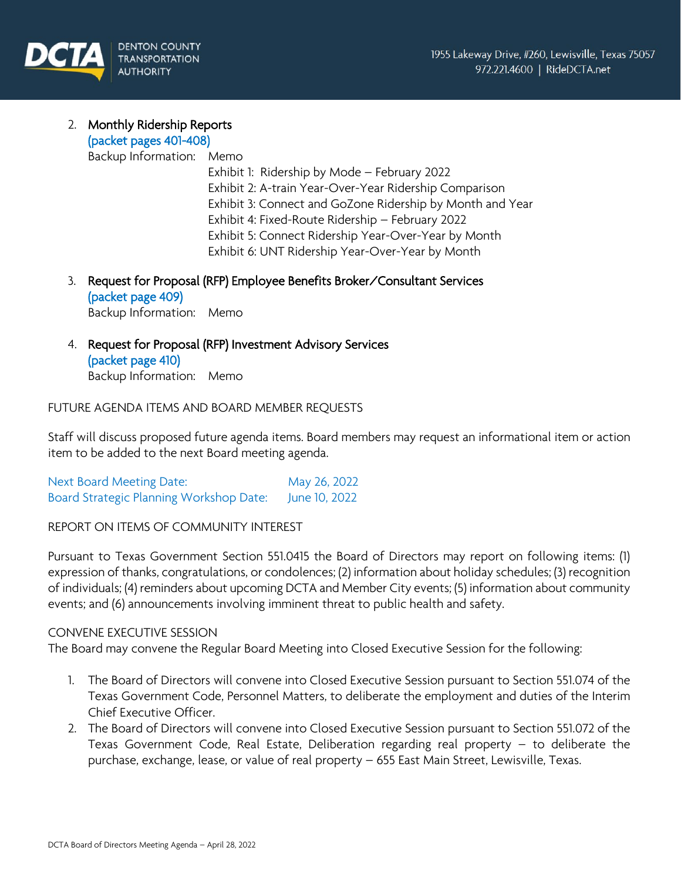2. **Monthly Ridership Reports**
   (packet pages 401-408)
   Backup Information: Memo
   Exhibit 1: Ridership by Mode – February 2022
   Exhibit 2: A-train Year-Over-Year Ridership Comparison
   Exhibit 3: Connect and GoZone Ridership by Month and Year
   Exhibit 4: Fixed-Route Ridership – February 2022
   Exhibit 5: Connect Ridership Year-Over-Year by Month
   Exhibit 6: UNT Ridership Year-Over-Year by Month

3. **Request for Proposal (RFP) Employee Benefits Broker/Consultant Services**
   (packet page 409)
   Backup Information: Memo

4. **Request for Proposal (RFP) Investment Advisory Services**
   (packet page 410)
   Backup Information: Memo

FUTURE AGENDA ITEMS AND BOARD MEMBER REQUESTS

Staff will discuss proposed future agenda items. Board members may request an informational item or action item to be added to the next Board meeting agenda.

Next Board Meeting Date: May 26, 2022
Board Strategic Planning Workshop Date: June 10, 2022

REPORT ON ITEMS OF COMMUNITY INTEREST

Pursuant to Texas Government Section 551.0415 the Board of Directors may report on following items: (1) expression of thanks, congratulations, or condolences; (2) information about holiday schedules; (3) recognition of individuals; (4) reminders about upcoming DCTA and Member City events; (5) information about community events; and (6) announcements involving imminent threat to public health and safety.

CONVENE EXECUTIVE SESSION
The Board may convene the Regular Board Meeting into Closed Executive Session for the following:

1. The Board of Directors will convene into Closed Executive Session pursuant to Section 551.074 of the Texas Government Code, Personnel Matters, to deliberate the employment and duties of the Interim Chief Executive Officer.
2. The Board of Directors will convene into Closed Executive Session pursuant to Section 551.072 of the Texas Government Code, Real Estate, Deliberation regarding real property – to deliberate the purchase, exchange, lease, or value of real property – 655 East Main Street, Lewisville, Texas.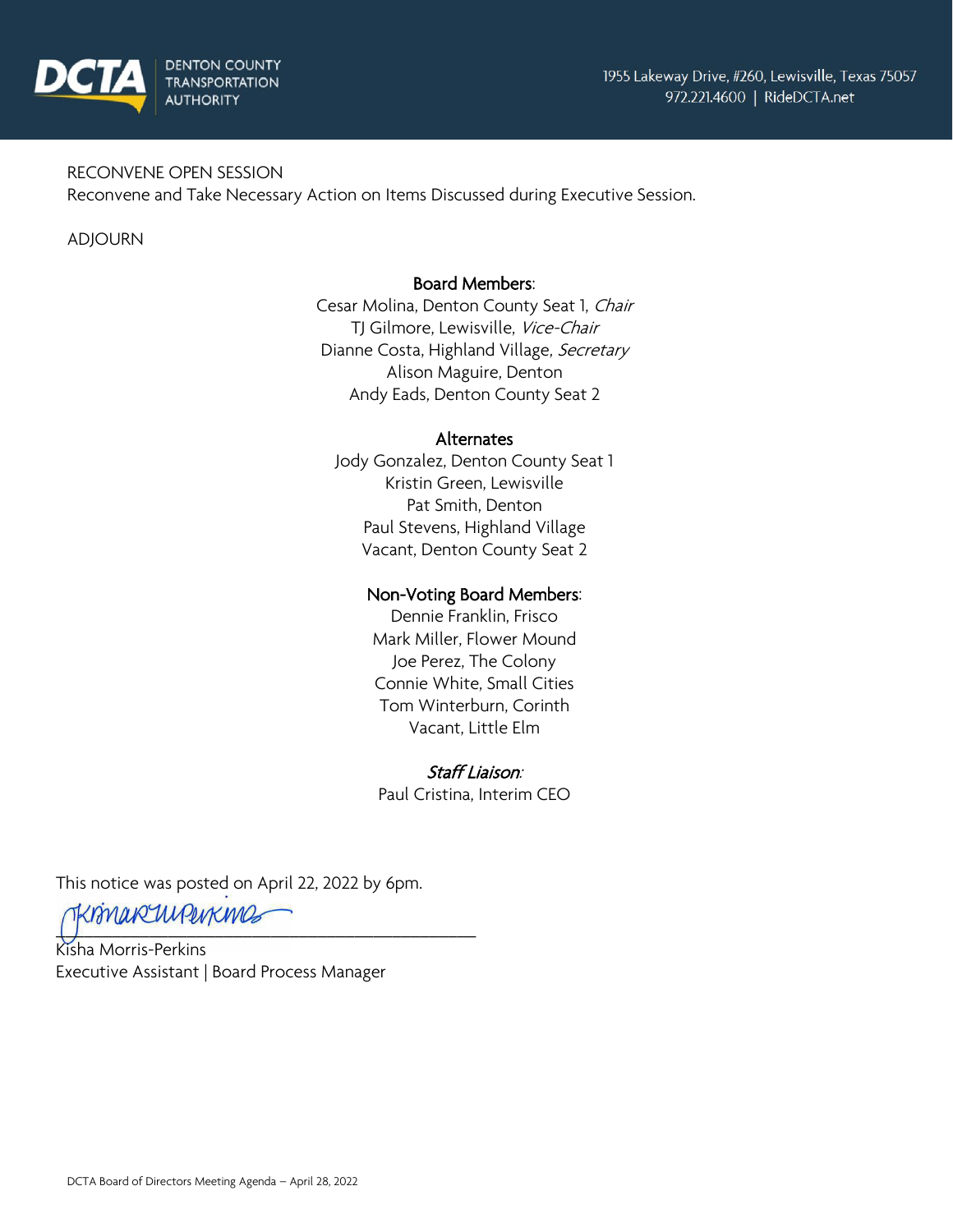RECONVENE OPEN SESSION
Reconvene and Take Necessary Action on Items Discussed during Executive Session.

ADJOURN

**Board Members**:
Cesar Molina, Denton County Seat 1, *Chair*
TJ Gilmore, Lewisville, *Vice-Chair*
Dianne Costa, Highland Village, *Secretary*
Alison Maguire, Denton
Andy Eads, Denton County Seat 2

**Alternates**
Jody Gonzalez, Denton County Seat 1
Kristin Green, Lewisville
Pat Smith, Denton
Paul Stevens, Highland Village
Vacant, Denton County Seat 2

**Non-Voting Board Members**:
Dennie Franklin, Frisco
Mark Miller, Flower Mound
Joe Perez, The Colony
Connie White, Small Cities
Tom Winterburn, Corinth
Vacant, Little Elm

***Staff Liaison***:
Paul Cristina, Interim CEO

This notice was posted on April 22, 2022 by 6pm.

Kisha Morris-Perkins
Executive Assistant | Board Process Manager